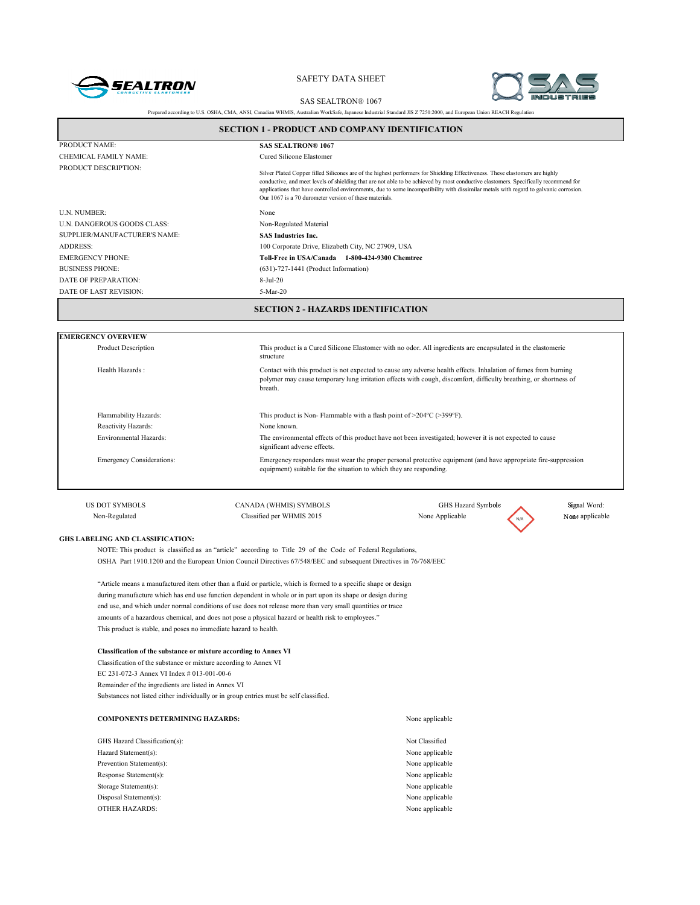SAFETY DATA SHEET

SAS SEALTRON® 1067

Prepared according to U.S. OSHA, CMA, ANSI, Canadian WHMIS, Australian WorkSafe, Japanese Industrial Standard JIS Z 7250:2000, and European Union REACH Regulation

## SECTION 1 - PRODUCT AND COMPANY IDENTIFICATION

| | |
|---|---|
| PRODUCT NAME: | **SAS SEALTRON® 1067** |
| CHEMICAL FAMILY NAME: | Cured Silicone Elastomer |
| PRODUCT DESCRIPTION: | Silver Plated Copper filled Silicones are of the highest performers for Shielding Effectiveness. These elastomers are highly conductive, and meet levels of shielding that are not able to be achieved by most conductive elastomers. Specifically recommend for applications that have controlled environments, due to some incompatibility with dissimilar metals with regard to galvanic corrosion. Our 1067 is a 70 durometer version of these materials. |
| U.N. NUMBER: | None |
| U.N. DANGEROUS GOODS CLASS: | Non-Regulated Material |
| SUPPLIER/MANUFACTURER'S NAME: | **SAS Industries Inc.** |
| ADDRESS: | 100 Corporate Drive, Elizabeth City, NC 27909, USA |
| EMERGENCY PHONE: | **Toll-Free in USA/Canada 1-800-424-9300 Chemtrec** |
| BUSINESS PHONE: | (631)-727-1441 (Product Information) |
| DATE OF PREPARATION: | 8-Jul-20 |
| DATE OF LAST REVISION: | 5-Mar-20 |

## SECTION 2 - HAZARDS IDENTIFICATION

**EMERGENCY OVERVIEW**

| | |
|---|---|
| Product Description | This product is a Cured Silicone Elastomer with no odor. All ingredients are encapsulated in the elastomeric structure |
| Health Hazards : | Contact with this product is not expected to cause any adverse health effects. Inhalation of fumes from burning polymer may cause temporary lung irritation effects with cough, discomfort, difficulty breathing, or shortness of breath. |
| Flammability Hazards: | This product is Non- Flammable with a flash point of >204ºC (>399ºF). |
| Reactivity Hazards: | None known. |
| Environmental Hazards: | The environmental effects of this product have not been investigated; however it is not expected to cause significant adverse effects. |
| Emergency Considerations: | Emergency responders must wear the proper personal protective equipment (and have appropriate fire-suppression equipment) suitable for the situation to which they are responding. |

| US DOT SYMBOLS | CANADA (WHMIS) SYMBOLS | GHS Hazard Symbols | Signal Word: |
|---|---|---|---|
| Non-Regulated | Classified per WHMIS 2015 | None Applicable (N/A) | None applicable |

**GHS LABELING AND CLASSIFICATION:**

NOTE: This product is classified as an "article" according to Title 29 of the Code of Federal Regulations, OSHA Part 1910.1200 and the European Union Council Directives 67/548/EEC and subsequent Directives in 76/768/EEC

"Article means a manufactured item other than a fluid or particle, which is formed to a specific shape or design during manufacture which has end use function dependent in whole or in part upon its shape or design during end use, and which under normal conditions of use does not release more than very small quantities or trace amounts of a hazardous chemical, and does not pose a physical hazard or health risk to employees."
This product is stable, and poses no immediate hazard to health.

**Classification of the substance or mixture according to Annex VI**

Classification of the substance or mixture according to Annex VI
EC 231-072-3 Annex VI Index # 013-001-00-6
Remainder of the ingredients are listed in Annex VI
Substances not listed either individually or in group entries must be self classified.

| | |
|---|---|
| **COMPONENTS DETERMINING HAZARDS:** | None applicable |
| GHS Hazard Classification(s): | Not Classified |
| Hazard Statement(s): | None applicable |
| Prevention Statement(s): | None applicable |
| Response Statement(s): | None applicable |
| Storage Statement(s): | None applicable |
| Disposal Statement(s): | None applicable |
| OTHER HAZARDS: | None applicable |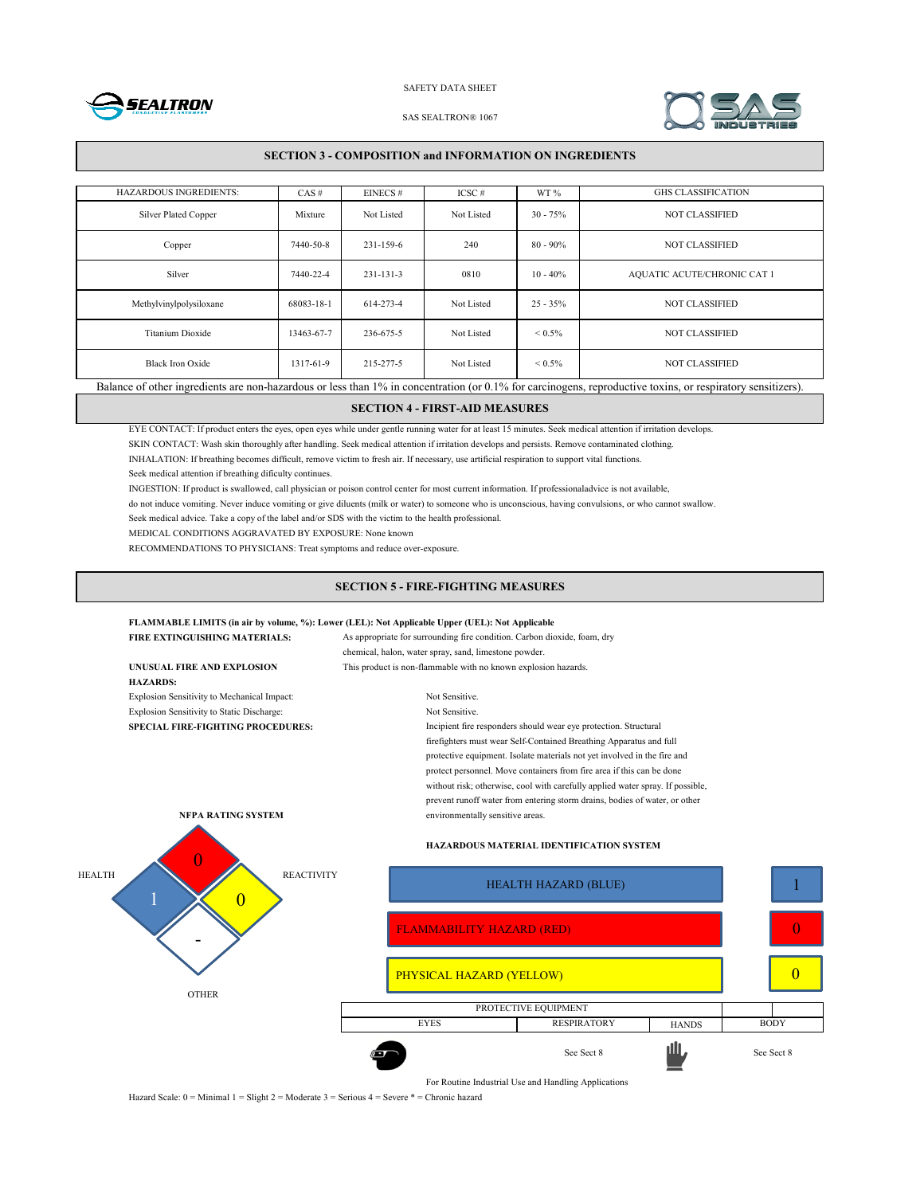## SECTION 3 - COMPOSITION and INFORMATION ON INGREDIENTS

| HAZARDOUS INGREDIENTS: | CAS # | EINECS # | ICSC # | WT % | GHS CLASSIFICATION |
|---|---|---|---|---|---|
| Silver Plated Copper | Mixture | Not Listed | Not Listed | 30 - 75% | NOT CLASSIFIED |
| Copper | 7440-50-8 | 231-159-6 | 240 | 80 - 90% | NOT CLASSIFIED |
| Silver | 7440-22-4 | 231-131-3 | 0810 | 10 - 40% | AQUATIC ACUTE/CHRONIC CAT 1 |
| Methylvinylpolysiloxane | 68083-18-1 | 614-273-4 | Not Listed | 25 - 35% | NOT CLASSIFIED |
| Titanium Dioxide | 13463-67-7 | 236-675-5 | Not Listed | < 0.5% | NOT CLASSIFIED |
| Black Iron Oxide | 1317-61-9 | 215-277-5 | Not Listed | < 0.5% | NOT CLASSIFIED |

Balance of other ingredients are non-hazardous or less than 1% in concentration (or 0.1% for carcinogens, reproductive toxins, or respiratory sensitizers).

## SECTION 4 - FIRST-AID MEASURES

EYE CONTACT: If product enters the eyes, open eyes while under gentle running water for at least 15 minutes. Seek medical attention if irritation develops.

SKIN CONTACT: Wash skin thoroughly after handling. Seek medical attention if irritation develops and persists. Remove contaminated clothing.

INHALATION: If breathing becomes difficult, remove victim to fresh air. If necessary, use artificial respiration to support vital functions.
Seek medical attention if breathing dificulty continues.

INGESTION: If product is swallowed, call physician or poison control center for most current information. If professionaladvice is not available, do not induce vomiting. Never induce vomiting or give diluents (milk or water) to someone who is unconscious, having convulsions, or who cannot swallow. Seek medical advice. Take a copy of the label and/or SDS with the victim to the health professional.

MEDICAL CONDITIONS AGGRAVATED BY EXPOSURE: None known

RECOMMENDATIONS TO PHYSICIANS: Treat symptoms and reduce over-exposure.

## SECTION 5 - FIRE-FIGHTING MEASURES

**FLAMMABLE LIMITS (in air by volume, %): Lower (LEL): Not Applicable Upper (UEL): Not Applicable**

**FIRE EXTINGUISHING MATERIALS:** As appropriate for surrounding fire condition. Carbon dioxide, foam, dry chemical, halon, water spray, sand, limestone powder.

**UNUSUAL FIRE AND EXPLOSION HAZARDS:** This product is non-flammable with no known explosion hazards.

Explosion Sensitivity to Mechanical Impact: Not Sensitive.

Explosion Sensitivity to Static Discharge: Not Sensitive.

**SPECIAL FIRE-FIGHTING PROCEDURES:** Incipient fire responders should wear eye protection. Structural firefighters must wear Self-Contained Breathing Apparatus and full protective equipment. Isolate materials not yet involved in the fire and protect personnel. Move containers from fire area if this can be done without risk; otherwise, cool with carefully applied water spray. If possible, prevent runoff water from entering storm drains, bodies of water, or other environmentally sensitive areas.

**NFPA RATING SYSTEM**

| | |
|---|---|
| HEALTH | 1 |
| FLAMMABILITY | 0 |
| REACTIVITY | 0 |
| OTHER | - |

**HAZARDOUS MATERIAL IDENTIFICATION SYSTEM**

| | |
|---|---|
| HEALTH HAZARD (BLUE) | 1 |
| FLAMMABILITY HAZARD (RED) | 0 |
| PHYSICAL HAZARD (YELLOW) | 0 |

| PROTECTIVE EQUIPMENT | | | |
|---|---|---|---|
| EYES | RESPIRATORY | HANDS | BODY |
| | See Sect 8 | | See Sect 8 |

For Routine Industrial Use and Handling Applications

Hazard Scale: 0 = Minimal 1 = Slight 2 = Moderate 3 = Serious 4 = Severe * = Chronic hazard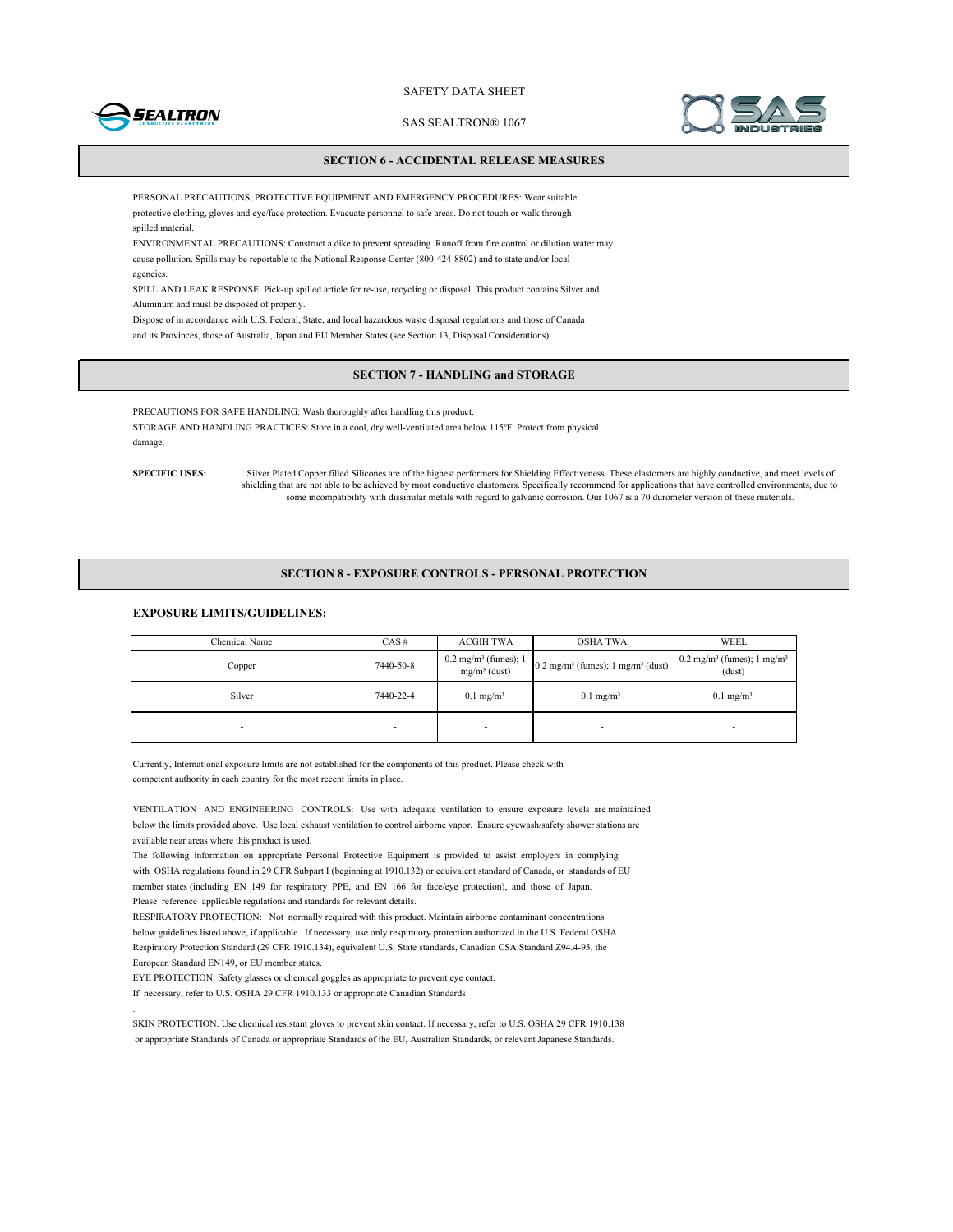## SECTION 6 - ACCIDENTAL RELEASE MEASURES

PERSONAL PRECAUTIONS, PROTECTIVE EQUIPMENT AND EMERGENCY PROCEDURES: Wear suitable protective clothing, gloves and eye/face protection. Evacuate personnel to safe areas. Do not touch or walk through spilled material.

ENVIRONMENTAL PRECAUTIONS: Construct a dike to prevent spreading. Runoff from fire control or dilution water may cause pollution. Spills may be reportable to the National Response Center (800-424-8802) and to state and/or local agencies.

SPILL AND LEAK RESPONSE: Pick-up spilled article for re-use, recycling or disposal. This product contains Silver and Aluminum and must be disposed of properly.

Dispose of in accordance with U.S. Federal, State, and local hazardous waste disposal regulations and those of Canada and its Provinces, those of Australia, Japan and EU Member States (see Section 13, Disposal Considerations)

## SECTION 7 - HANDLING and STORAGE

PRECAUTIONS FOR SAFE HANDLING: Wash thoroughly after handling this product.

STORAGE AND HANDLING PRACTICES: Store in a cool, dry well-ventilated area below 115ºF. Protect from physical damage.

**SPECIFIC USES:** Silver Plated Copper filled Silicones are of the highest performers for Shielding Effectiveness. These elastomers are highly conductive, and meet levels of shielding that are not able to be achieved by most conductive elastomers. Specifically recommend for applications that have controlled environments, due to some incompatibility with dissimilar metals with regard to galvanic corrosion. Our 1067 is a 70 durometer version of these materials.

## SECTION 8 - EXPOSURE CONTROLS - PERSONAL PROTECTION

### EXPOSURE LIMITS/GUIDELINES:

| Chemical Name | CAS # | ACGIH TWA | OSHA TWA | WEEL |
|---|---|---|---|---|
| Copper | 7440-50-8 | 0.2 mg/m³ (fumes); 1 mg/m³ (dust) | 0.2 mg/m³ (fumes); 1 mg/m³ (dust) | 0.2 mg/m³ (fumes); 1 mg/m³ (dust) |
| Silver | 7440-22-4 | 0.1 mg/m³ | 0.1 mg/m³ | 0.1 mg/m³ |
| - | - | - | - | - |

Currently, International exposure limits are not established for the components of this product. Please check with competent authority in each country for the most recent limits in place.

VENTILATION AND ENGINEERING CONTROLS: Use with adequate ventilation to ensure exposure levels are maintained below the limits provided above. Use local exhaust ventilation to control airborne vapor. Ensure eyewash/safety shower stations are available near areas where this product is used.

The following information on appropriate Personal Protective Equipment is provided to assist employers in complying with OSHA regulations found in 29 CFR Subpart I (beginning at 1910.132) or equivalent standard of Canada, or standards of EU member states (including EN 149 for respiratory PPE, and EN 166 for face/eye protection), and those of Japan. Please reference applicable regulations and standards for relevant details.

RESPIRATORY PROTECTION: Not normally required with this product. Maintain airborne contaminant concentrations below guidelines listed above, if applicable. If necessary, use only respiratory protection authorized in the U.S. Federal OSHA Respiratory Protection Standard (29 CFR 1910.134), equivalent U.S. State standards, Canadian CSA Standard Z94.4-93, the European Standard EN149, or EU member states.

EYE PROTECTION: Safety glasses or chemical goggles as appropriate to prevent eye contact. If necessary, refer to U.S. OSHA 29 CFR 1910.133 or appropriate Canadian Standards

SKIN PROTECTION: Use chemical resistant gloves to prevent skin contact. If necessary, refer to U.S. OSHA 29 CFR 1910.138 or appropriate Standards of Canada or appropriate Standards of the EU, Australian Standards, or relevant Japanese Standards.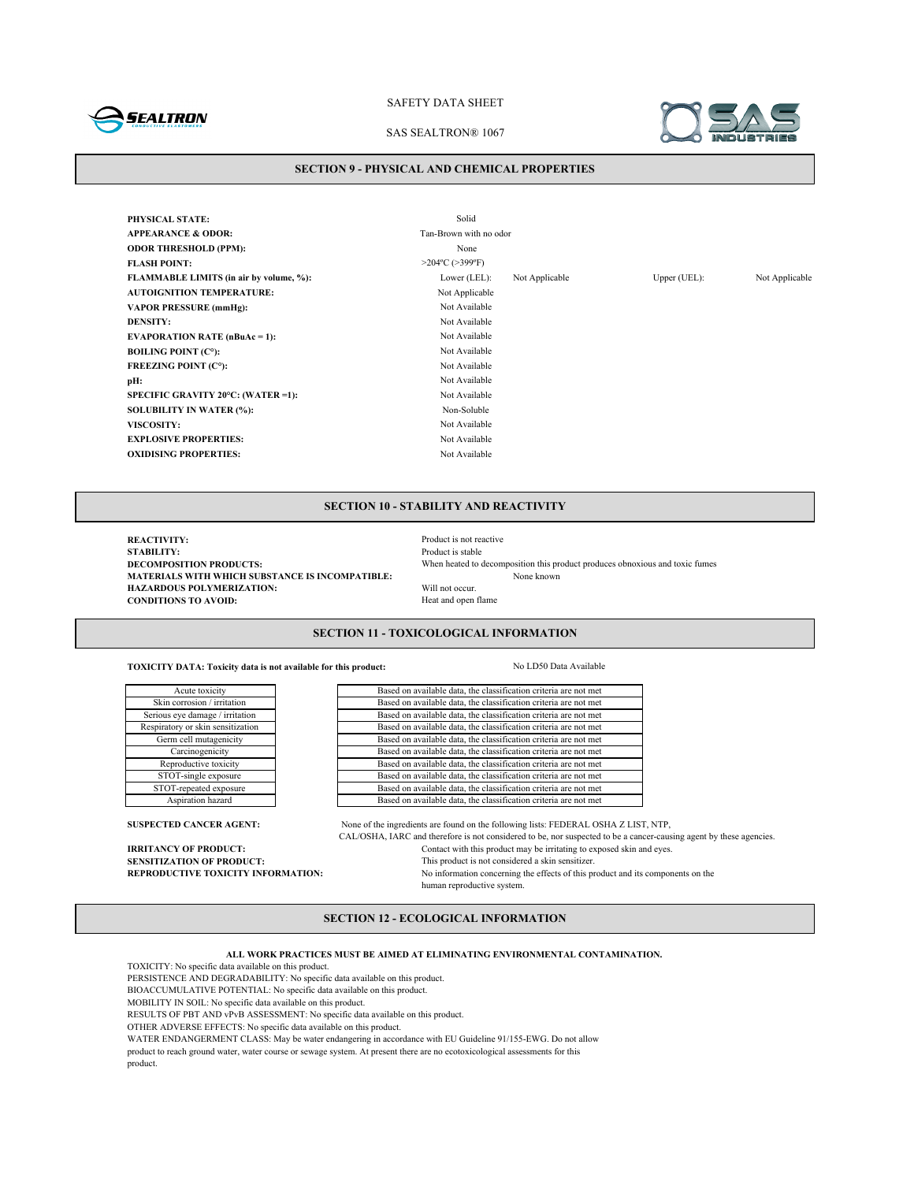## SECTION 9 - PHYSICAL AND CHEMICAL PROPERTIES

| | | | | |
|---|---|---|---|---|
| **PHYSICAL STATE:** | Solid | | | |
| **APPEARANCE & ODOR:** | Tan-Brown with no odor | | | |
| **ODOR THRESHOLD (PPM):** | None | | | |
| **FLASH POINT:** | >204ºC (>399ºF) | | | |
| **FLAMMABLE LIMITS (in air by volume, %):** | Lower (LEL): | Not Applicable | Upper (UEL): | Not Applicable |
| **AUTOIGNITION TEMPERATURE:** | Not Applicable | | | |
| **VAPOR PRESSURE (mmHg):** | Not Available | | | |
| **DENSITY:** | Not Available | | | |
| **EVAPORATION RATE (nBuAc = 1):** | Not Available | | | |
| **BOILING POINT (C°):** | Not Available | | | |
| **FREEZING POINT (C°):** | Not Available | | | |
| **pH:** | Not Available | | | |
| **SPECIFIC GRAVITY 20°C: (WATER =1):** | Not Available | | | |
| **SOLUBILITY IN WATER (%):** | Non-Soluble | | | |
| **VISCOSITY:** | Not Available | | | |
| **EXPLOSIVE PROPERTIES:** | Not Available | | | |
| **OXIDISING PROPERTIES:** | Not Available | | | |

## SECTION 10 - STABILITY AND REACTIVITY

**REACTIVITY:** Product is not reactive
**STABILITY:** Product is stable
**DECOMPOSITION PRODUCTS:** When heated to decomposition this product produces obnoxious and toxic fumes
**MATERIALS WITH WHICH SUBSTANCE IS INCOMPATIBLE:** None known
**HAZARDOUS POLYMERIZATION:** Will not occur.
**CONDITIONS TO AVOID:** Heat and open flame

## SECTION 11 - TOXICOLOGICAL INFORMATION

**TOXICITY DATA: Toxicity data is not available for this product:** No LD50 Data Available

| | |
|---|---|
| Acute toxicity | Based on available data, the classification criteria are not met |
| Skin corrosion / irritation | Based on available data, the classification criteria are not met |
| Serious eye damage / irritation | Based on available data, the classification criteria are not met |
| Respiratory or skin sensitization | Based on available data, the classification criteria are not met |
| Germ cell mutagenicity | Based on available data, the classification criteria are not met |
| Carcinogenicity | Based on available data, the classification criteria are not met |
| Reproductive toxicity | Based on available data, the classification criteria are not met |
| STOT-single exposure | Based on available data, the classification criteria are not met |
| STOT-repeated exposure | Based on available data, the classification criteria are not met |
| Aspiration hazard | Based on available data, the classification criteria are not met |

**SUSPECTED CANCER AGENT:** None of the ingredients are found on the following lists: FEDERAL OSHA Z LIST, NTP, CAL/OSHA, IARC and therefore is not considered to be, nor suspected to be a cancer-causing agent by these agencies.
**IRRITANCY OF PRODUCT:** Contact with this product may be irritating to exposed skin and eyes.
**SENSITIZATION OF PRODUCT:** This product is not considered a skin sensitizer.
**REPRODUCTIVE TOXICITY INFORMATION:** No information concerning the effects of this product and its components on the human reproductive system.

## SECTION 12 - ECOLOGICAL INFORMATION

**ALL WORK PRACTICES MUST BE AIMED AT ELIMINATING ENVIRONMENTAL CONTAMINATION.**

TOXICITY: No specific data available on this product.
PERSISTENCE AND DEGRADABILITY: No specific data available on this product.
BIOACCUMULATIVE POTENTIAL: No specific data available on this product.
MOBILITY IN SOIL: No specific data available on this product.
RESULTS OF PBT AND vPvB ASSESSMENT: No specific data available on this product.
OTHER ADVERSE EFFECTS: No specific data available on this product.
WATER ENDANGERMENT CLASS: May be water endangering in accordance with EU Guideline 91/155-EWG. Do not allow product to reach ground water, water course or sewage system. At present there are no ecotoxicological assessments for this product.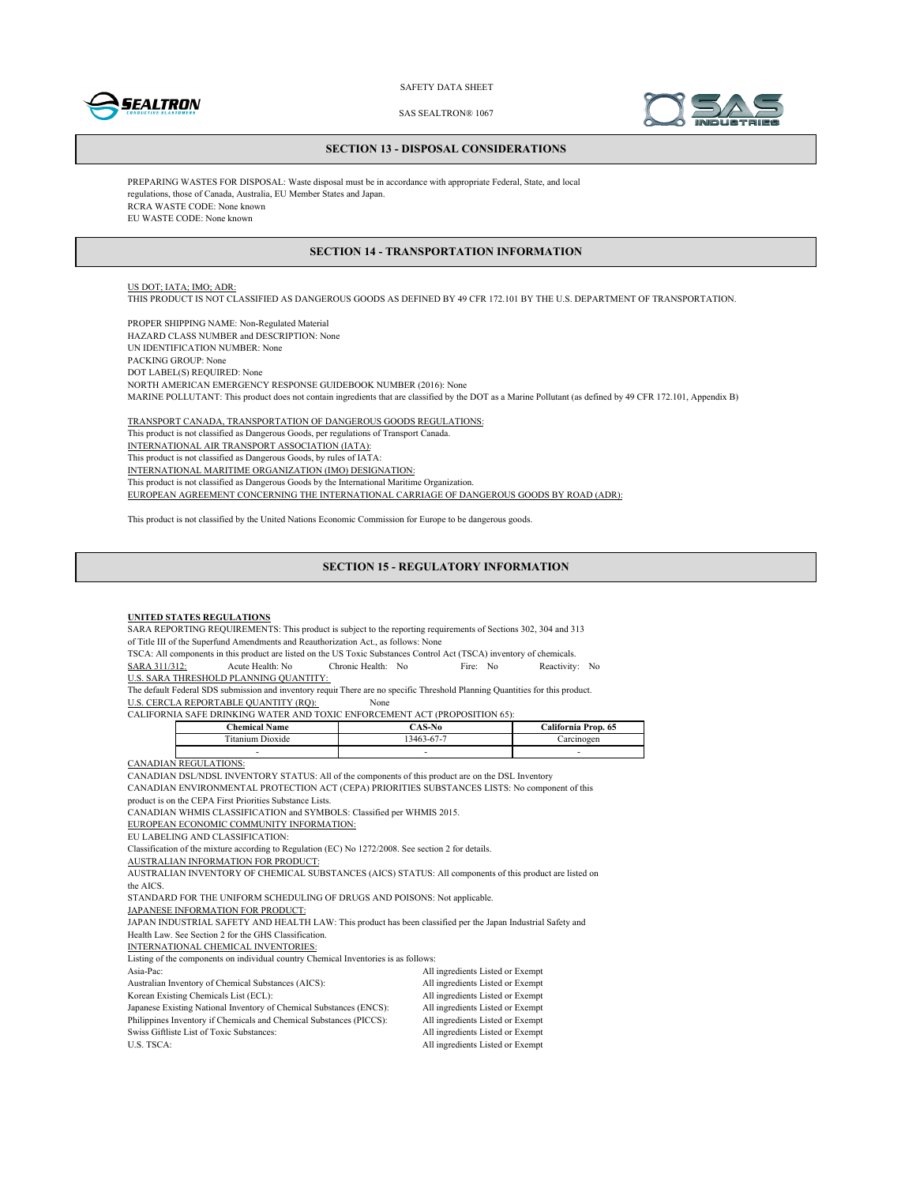## SECTION 13 - DISPOSAL CONSIDERATIONS

PREPARING WASTES FOR DISPOSAL: Waste disposal must be in accordance with appropriate Federal, State, and local regulations, those of Canada, Australia, EU Member States and Japan.
RCRA WASTE CODE: None known
EU WASTE CODE: None known

## SECTION 14 - TRANSPORTATION INFORMATION

US DOT; IATA; IMO; ADR:
THIS PRODUCT IS NOT CLASSIFIED AS DANGEROUS GOODS AS DEFINED BY 49 CFR 172.101 BY THE U.S. DEPARTMENT OF TRANSPORTATION.

PROPER SHIPPING NAME: Non-Regulated Material
HAZARD CLASS NUMBER and DESCRIPTION: None
UN IDENTIFICATION NUMBER: None
PACKING GROUP: None
DOT LABEL(S) REQUIRED: None
NORTH AMERICAN EMERGENCY RESPONSE GUIDEBOOK NUMBER (2016): None
MARINE POLLUTANT: This product does not contain ingredients that are classified by the DOT as a Marine Pollutant (as defined by 49 CFR 172.101, Appendix B)

TRANSPORT CANADA, TRANSPORTATION OF DANGEROUS GOODS REGULATIONS:
This product is not classified as Dangerous Goods, per regulations of Transport Canada.
INTERNATIONAL AIR TRANSPORT ASSOCIATION (IATA):
This product is not classified as Dangerous Goods, by rules of IATA:
INTERNATIONAL MARITIME ORGANIZATION (IMO) DESIGNATION:
This product is not classified as Dangerous Goods by the International Maritime Organization.
EUROPEAN AGREEMENT CONCERNING THE INTERNATIONAL CARRIAGE OF DANGEROUS GOODS BY ROAD (ADR):

This product is not classified by the United Nations Economic Commission for Europe to be dangerous goods.

## SECTION 15 - REGULATORY INFORMATION

**UNITED STATES REGULATIONS**
SARA REPORTING REQUIREMENTS: This product is subject to the reporting requirements of Sections 302, 304 and 313 of Title III of the Superfund Amendments and Reauthorization Act., as follows: None
TSCA: All components in this product are listed on the US Toxic Substances Control Act (TSCA) inventory of chemicals.
SARA 311/312: Acute Health: No Chronic Health: No Fire: No Reactivity: No
U.S. SARA THRESHOLD PLANNING QUANTITY:
The default Federal SDS submission and inventory requir There are no specific Threshold Planning Quantities for this product.
U.S. CERCLA REPORTABLE QUANTITY (RQ): None
CALIFORNIA SAFE DRINKING WATER AND TOXIC ENFORCEMENT ACT (PROPOSITION 65):

| Chemical Name | CAS-No | California Prop. 65 |
|---|---|---|
| Titanium Dioxide | 13463-67-7 | Carcinogen |
| - | - | - |

CANADIAN REGULATIONS:
CANADIAN DSL/NDSL INVENTORY STATUS: All of the components of this product are on the DSL Inventory
CANADIAN ENVIRONMENTAL PROTECTION ACT (CEPA) PRIORITIES SUBSTANCES LISTS: No component of this product is on the CEPA First Priorities Substance Lists.
CANADIAN WHMIS CLASSIFICATION and SYMBOLS: Classified per WHMIS 2015.
EUROPEAN ECONOMIC COMMUNITY INFORMATION:
EU LABELING AND CLASSIFICATION:
Classification of the mixture according to Regulation (EC) No 1272/2008. See section 2 for details.
AUSTRALIAN INFORMATION FOR PRODUCT:
AUSTRALIAN INVENTORY OF CHEMICAL SUBSTANCES (AICS) STATUS: All components of this product are listed on the AICS.
STANDARD FOR THE UNIFORM SCHEDULING OF DRUGS AND POISONS: Not applicable.
JAPANESE INFORMATION FOR PRODUCT:
JAPAN INDUSTRIAL SAFETY AND HEALTH LAW: This product has been classified per the Japan Industrial Safety and Health Law. See Section 2 for the GHS Classification.
INTERNATIONAL CHEMICAL INVENTORIES:
Listing of the components on individual country Chemical Inventories is as follows:

| | |
|---|---|
| Asia-Pac: | All ingredients Listed or Exempt |
| Australian Inventory of Chemical Substances (AICS): | All ingredients Listed or Exempt |
| Korean Existing Chemicals List (ECL): | All ingredients Listed or Exempt |
| Japanese Existing National Inventory of Chemical Substances (ENCS): | All ingredients Listed or Exempt |
| Philippines Inventory if Chemicals and Chemical Substances (PICCS): | All ingredients Listed or Exempt |
| Swiss Giftliste List of Toxic Substances: | All ingredients Listed or Exempt |
| U.S. TSCA: | All ingredients Listed or Exempt |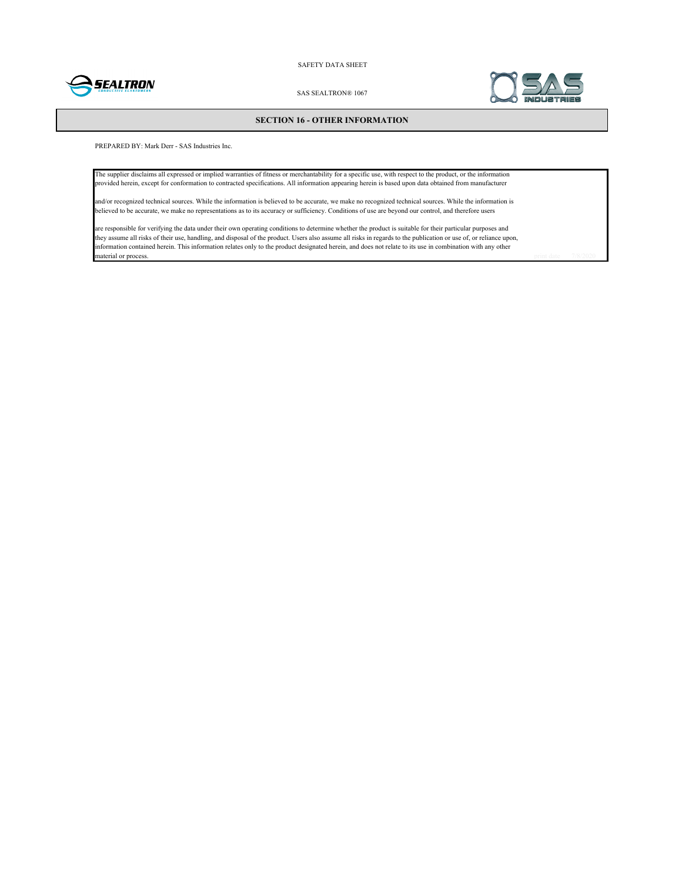## SECTION 16 - OTHER INFORMATION

PREPARED BY: Mark Derr - SAS Industries Inc.

The supplier disclaims all expressed or implied warranties of fitness or merchantability for a specific use, with respect to the product, or the information provided herein, except for conformation to contracted specifications. All information appearing herein is based upon data obtained from manufacturer

and/or recognized technical sources. While the information is believed to be accurate, we make no recognized technical sources. While the information is believed to be accurate, we make no representations as to its accuracy or sufficiency. Conditions of use are beyond our control, and therefore users

are responsible for verifying the data under their own operating conditions to determine whether the product is suitable for their particular purposes and they assume all risks of their use, handling, and disposal of the product. Users also assume all risks in regards to the publication or use of, or reliance upon, information contained herein. This information relates only to the product designated herein, and does not relate to its use in combination with any other material or process.